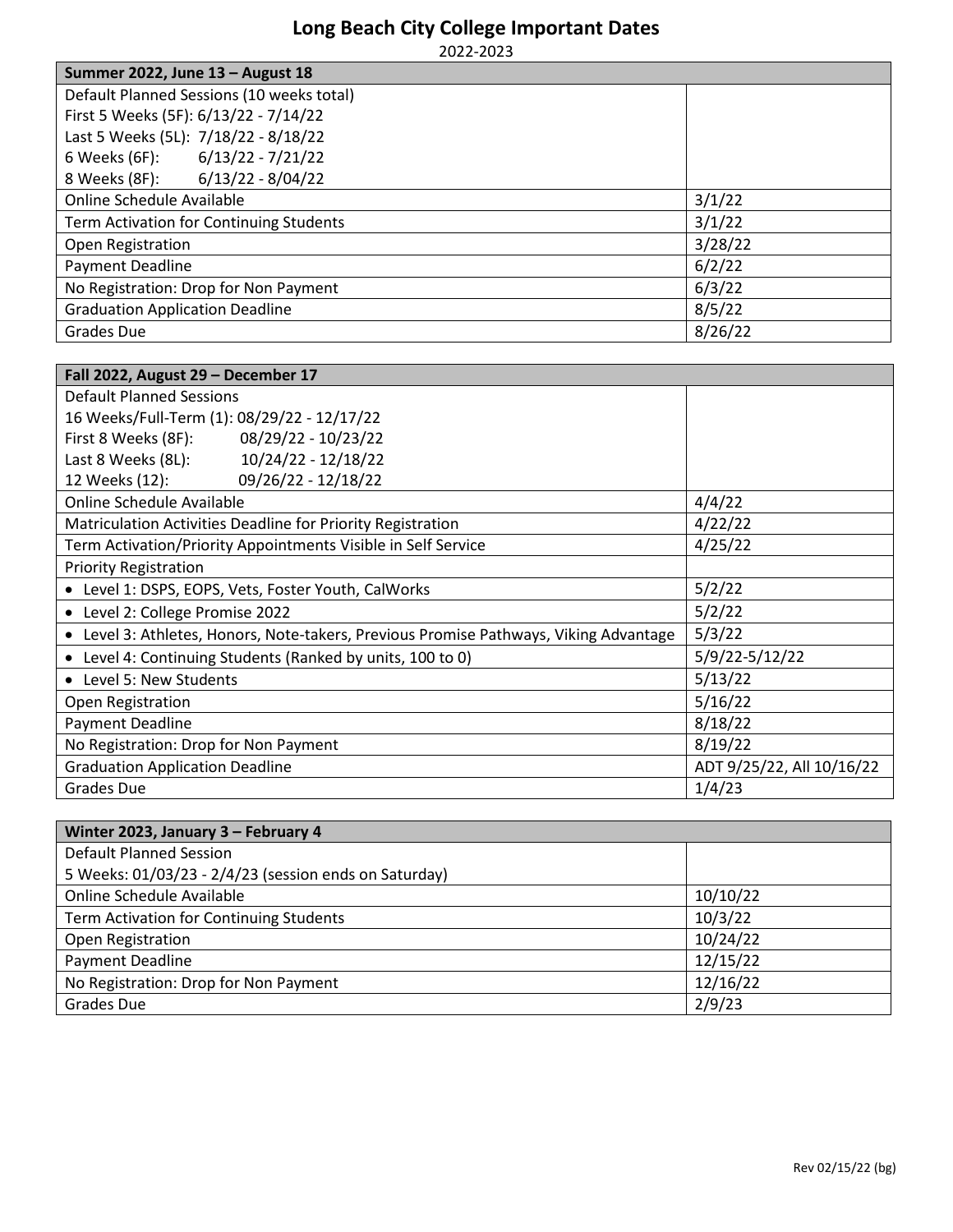# Long Beach City College Important Dates

2022-2023

| Summer 2022, June 13 – August 18 | |
|---|---|
| Default Planned Sessions (10 weeks total)<br>First 5 Weeks (5F): 6/13/22 - 7/14/22<br>Last 5 Weeks (5L): 7/18/22 - 8/18/22<br>6 Weeks (6F): 6/13/22 - 7/21/22<br>8 Weeks (8F): 6/13/22 - 8/04/22 | |
| Online Schedule Available | 3/1/22 |
| Term Activation for Continuing Students | 3/1/22 |
| Open Registration | 3/28/22 |
| Payment Deadline | 6/2/22 |
| No Registration: Drop for Non Payment | 6/3/22 |
| Graduation Application Deadline | 8/5/22 |
| Grades Due | 8/26/22 |

| Fall 2022, August 29 – December 17 | |
|---|---|
| Default Planned Sessions<br>16 Weeks/Full-Term (1): 08/29/22 - 12/17/22<br>First 8 Weeks (8F): 08/29/22 - 10/23/22<br>Last 8 Weeks (8L): 10/24/22 - 12/18/22<br>12 Weeks (12): 09/26/22 - 12/18/22 | |
| Online Schedule Available | 4/4/22 |
| Matriculation Activities Deadline for Priority Registration | 4/22/22 |
| Term Activation/Priority Appointments Visible in Self Service | 4/25/22 |
| Priority Registration | |
| • Level 1: DSPS, EOPS, Vets, Foster Youth, CalWorks | 5/2/22 |
| • Level 2: College Promise 2022 | 5/2/22 |
| • Level 3: Athletes, Honors, Note-takers, Previous Promise Pathways, Viking Advantage | 5/3/22 |
| • Level 4: Continuing Students (Ranked by units, 100 to 0) | 5/9/22-5/12/22 |
| • Level 5: New Students | 5/13/22 |
| Open Registration | 5/16/22 |
| Payment Deadline | 8/18/22 |
| No Registration: Drop for Non Payment | 8/19/22 |
| Graduation Application Deadline | ADT 9/25/22, All 10/16/22 |
| Grades Due | 1/4/23 |

| Winter 2023, January 3 – February 4 | |
|---|---|
| Default Planned Session<br>5 Weeks: 01/03/23 - 2/4/23 (session ends on Saturday) | |
| Online Schedule Available | 10/10/22 |
| Term Activation for Continuing Students | 10/3/22 |
| Open Registration | 10/24/22 |
| Payment Deadline | 12/15/22 |
| No Registration: Drop for Non Payment | 12/16/22 |
| Grades Due | 2/9/23 |

Rev 02/15/22 (bg)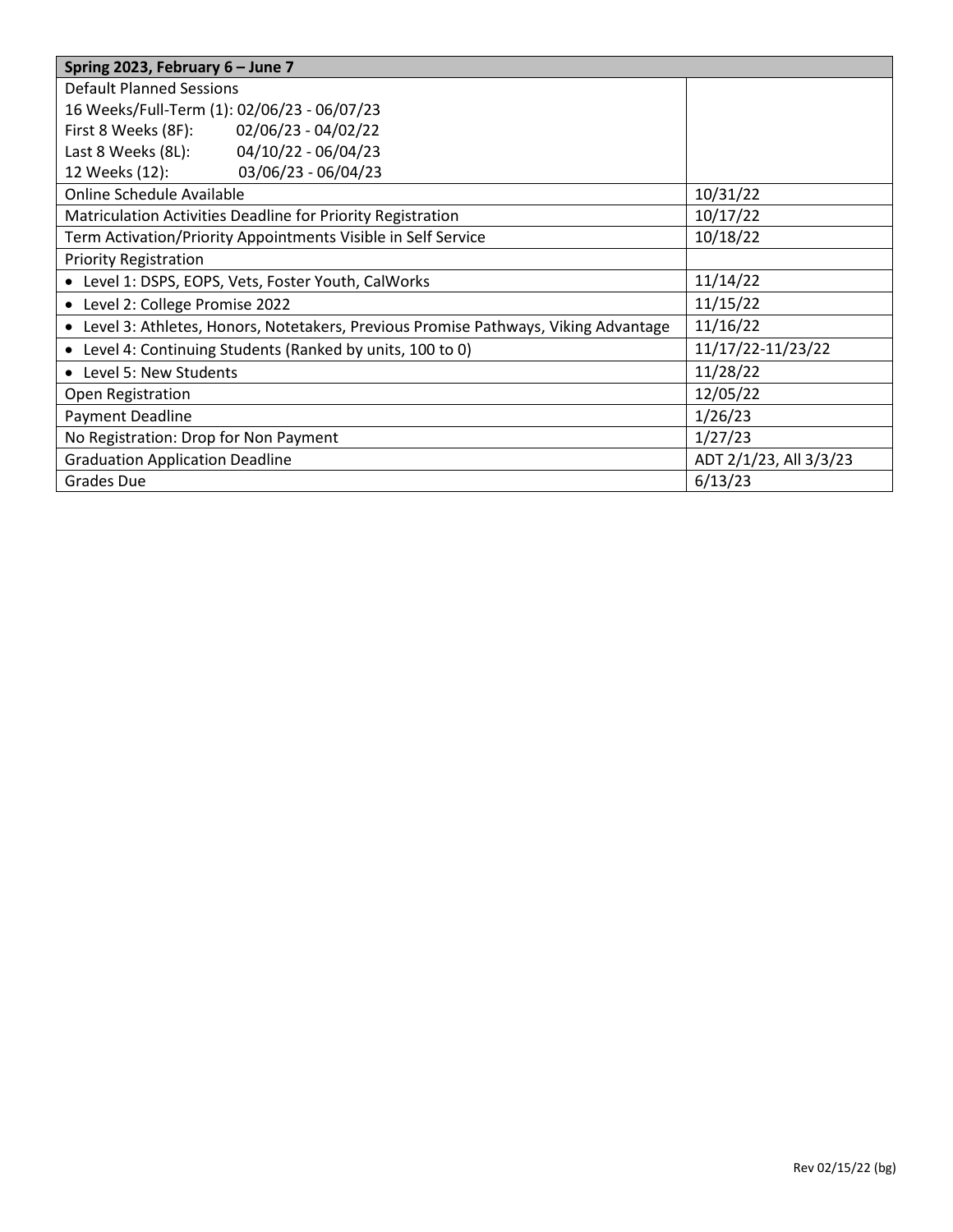| Spring 2023, February 6 – June 7 | |
|---|---|
| Default Planned Sessions<br>16 Weeks/Full-Term (1): 02/06/23 - 06/07/23<br>First 8 Weeks (8F): 02/06/23 - 04/02/22<br>Last 8 Weeks (8L): 04/10/22 - 06/04/23<br>12 Weeks (12): 03/06/23 - 06/04/23 | |
| Online Schedule Available | 10/31/22 |
| Matriculation Activities Deadline for Priority Registration | 10/17/22 |
| Term Activation/Priority Appointments Visible in Self Service | 10/18/22 |
| Priority Registration | |
| • Level 1: DSPS, EOPS, Vets, Foster Youth, CalWorks | 11/14/22 |
| • Level 2: College Promise 2022 | 11/15/22 |
| • Level 3: Athletes, Honors, Notetakers, Previous Promise Pathways, Viking Advantage | 11/16/22 |
| • Level 4: Continuing Students (Ranked by units, 100 to 0) | 11/17/22-11/23/22 |
| • Level 5: New Students | 11/28/22 |
| Open Registration | 12/05/22 |
| Payment Deadline | 1/26/23 |
| No Registration: Drop for Non Payment | 1/27/23 |
| Graduation Application Deadline | ADT 2/1/23, All 3/3/23 |
| Grades Due | 6/13/23 |

Rev 02/15/22 (bg)